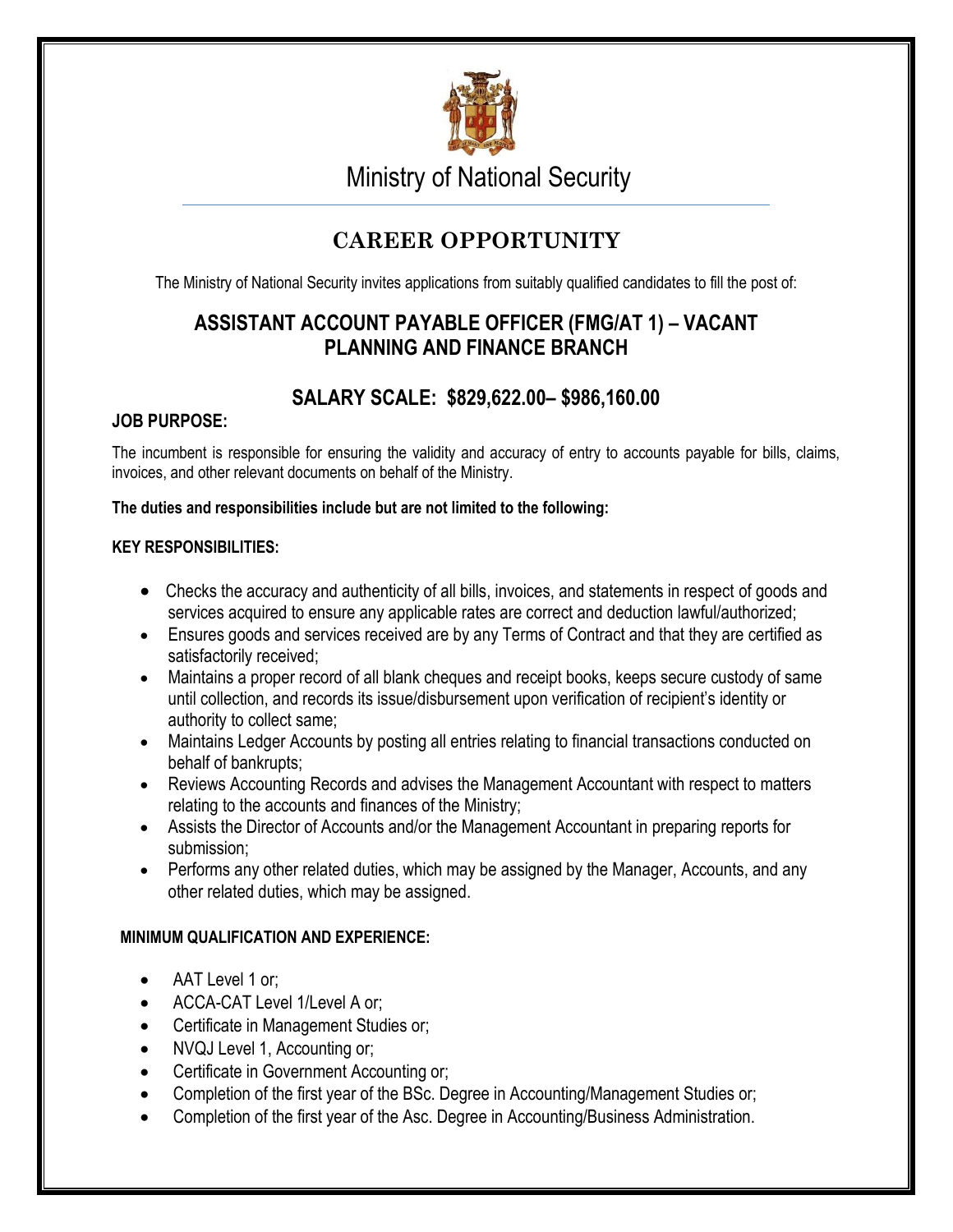# Ministry of National Security

## CAREER OPPORTUNITY

The Ministry of National Security invites applications from suitably qualified candidates to fill the post of:

## ASSISTANT ACCOUNT PAYABLE OFFICER (FMG/AT 1) – VACANT
## PLANNING AND FINANCE BRANCH

## SALARY SCALE: $829,622.00– $986,160.00

**JOB PURPOSE:**

The incumbent is responsible for ensuring the validity and accuracy of entry to accounts payable for bills, claims, invoices, and other relevant documents on behalf of the Ministry.

**The duties and responsibilities include but are not limited to the following:**

**KEY RESPONSIBILITIES:**

- Checks the accuracy and authenticity of all bills, invoices, and statements in respect of goods and services acquired to ensure any applicable rates are correct and deduction lawful/authorized;
- Ensures goods and services received are by any Terms of Contract and that they are certified as satisfactorily received;
- Maintains a proper record of all blank cheques and receipt books, keeps secure custody of same until collection, and records its issue/disbursement upon verification of recipient's identity or authority to collect same;
- Maintains Ledger Accounts by posting all entries relating to financial transactions conducted on behalf of bankrupts;
- Reviews Accounting Records and advises the Management Accountant with respect to matters relating to the accounts and finances of the Ministry;
- Assists the Director of Accounts and/or the Management Accountant in preparing reports for submission;
- Performs any other related duties, which may be assigned by the Manager, Accounts, and any other related duties, which may be assigned.

**MINIMUM QUALIFICATION AND EXPERIENCE:**

- AAT Level 1 or;
- ACCA-CAT Level 1/Level A or;
- Certificate in Management Studies or;
- NVQJ Level 1, Accounting or;
- Certificate in Government Accounting or;
- Completion of the first year of the BSc. Degree in Accounting/Management Studies or;
- Completion of the first year of the Asc. Degree in Accounting/Business Administration.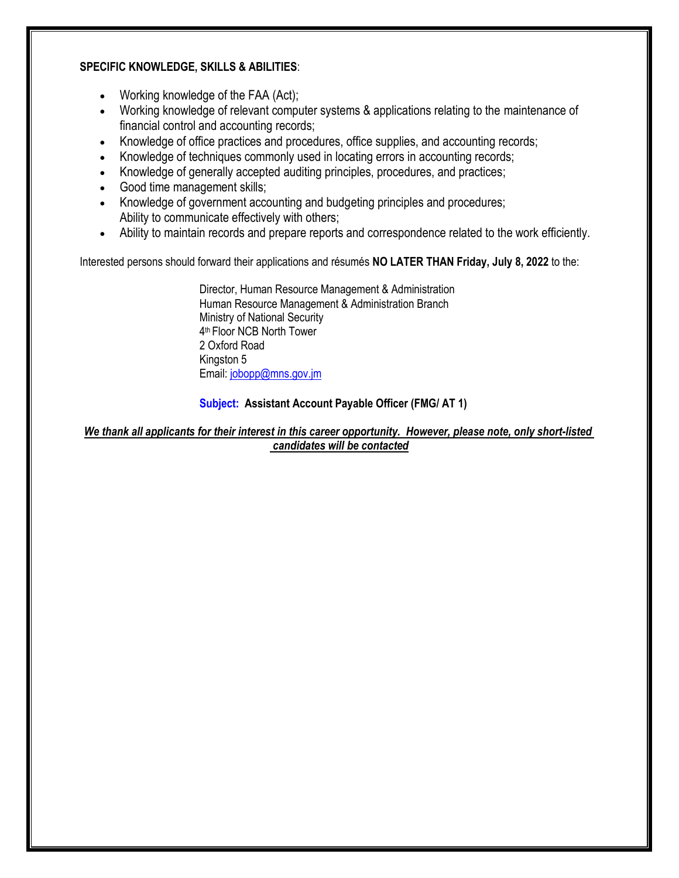**SPECIFIC KNOWLEDGE, SKILLS & ABILITIES**:

- Working knowledge of the FAA (Act);
- Working knowledge of relevant computer systems & applications relating to the maintenance of financial control and accounting records;
- Knowledge of office practices and procedures, office supplies, and accounting records;
- Knowledge of techniques commonly used in locating errors in accounting records;
- Knowledge of generally accepted auditing principles, procedures, and practices;
- Good time management skills;
- Knowledge of government accounting and budgeting principles and procedures;
  Ability to communicate effectively with others;
- Ability to maintain records and prepare reports and correspondence related to the work efficiently.

Interested persons should forward their applications and résumés **NO LATER THAN Friday, July 8, 2022** to the:

Director, Human Resource Management & Administration
Human Resource Management & Administration Branch
Ministry of National Security
4th Floor NCB North Tower
2 Oxford Road
Kingston 5
Email: jobopp@mns.gov.jm

**Subject: Assistant Account Payable Officer (FMG/ AT 1)**

***We thank all applicants for their interest in this career opportunity. However, please note, only short-listed candidates will be contacted***